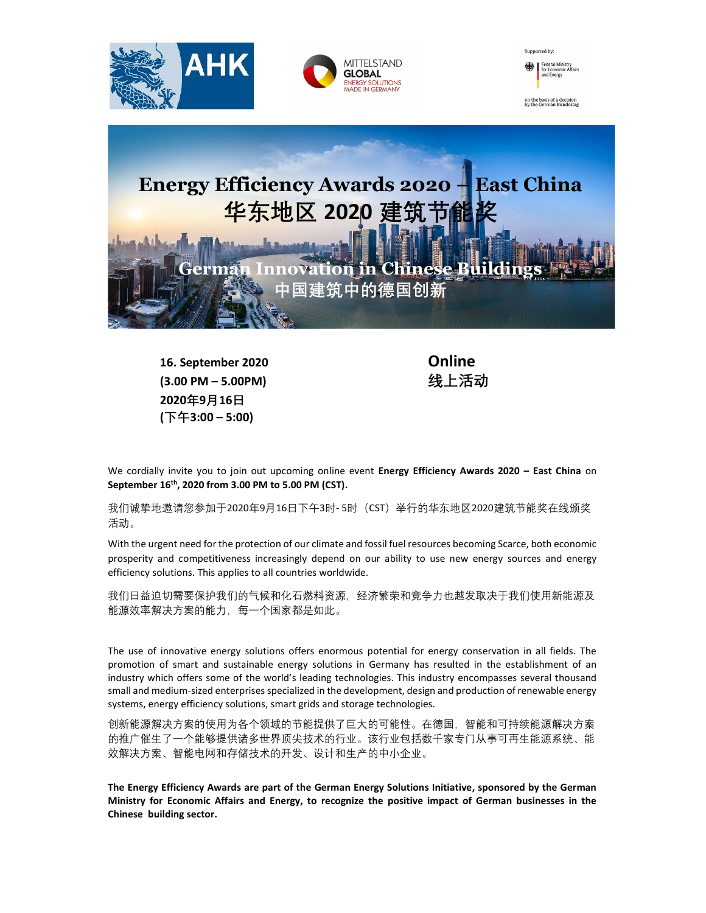AHK

MITTELSTAND GLOBAL ENERGY SOLUTIONS MADE IN GERMANY

Supported by: Federal Ministry for Economic Affairs and Energy

on the basis of a decision by the German Bundestag

# Energy Efficiency Awards 2020 – East China
# 华东地区 2020 建筑节能奖

## German Innovation in Chinese Buildings
## 中国建筑中的德国创新

**16. September 2020**
**(3.00 PM – 5.00PM)**
**2020年9月16日**
**(下午3:00 – 5:00)**

**Online**
**线上活动**

We cordially invite you to join out upcoming online event **Energy Efficiency Awards 2020 – East China** on **September 16th, 2020 from 3.00 PM to 5.00 PM (CST).**

我们诚挚地邀请您参加于2020年9月16日下午3时- 5时（CST）举行的华东地区2020建筑节能奖在线颁奖活动。

With the urgent need for the protection of our climate and fossil fuel resources becoming Scarce, both economic prosperity and competitiveness increasingly depend on our ability to use new energy sources and energy efficiency solutions. This applies to all countries worldwide.

我们日益迫切需要保护我们的气候和化石燃料资源，经济繁荣和竞争力也越发取决于我们使用新能源及能源效率解决方案的能力，每一个国家都是如此。

The use of innovative energy solutions offers enormous potential for energy conservation in all fields. The promotion of smart and sustainable energy solutions in Germany has resulted in the establishment of an industry which offers some of the world's leading technologies. This industry encompasses several thousand small and medium-sized enterprises specialized in the development, design and production of renewable energy systems, energy efficiency solutions, smart grids and storage technologies.

创新能源解决方案的使用为各个领域的节能提供了巨大的可能性。在德国，智能和可持续能源解决方案的推广催生了一个能够提供诸多世界顶尖技术的行业。该行业包括数千家专门从事可再生能源系统、能效解决方案、智能电网和存储技术的开发、设计和生产的中小企业。

**The Energy Efficiency Awards are part of the German Energy Solutions Initiative, sponsored by the German Ministry for Economic Affairs and Energy, to recognize the positive impact of German businesses in the Chinese building sector.**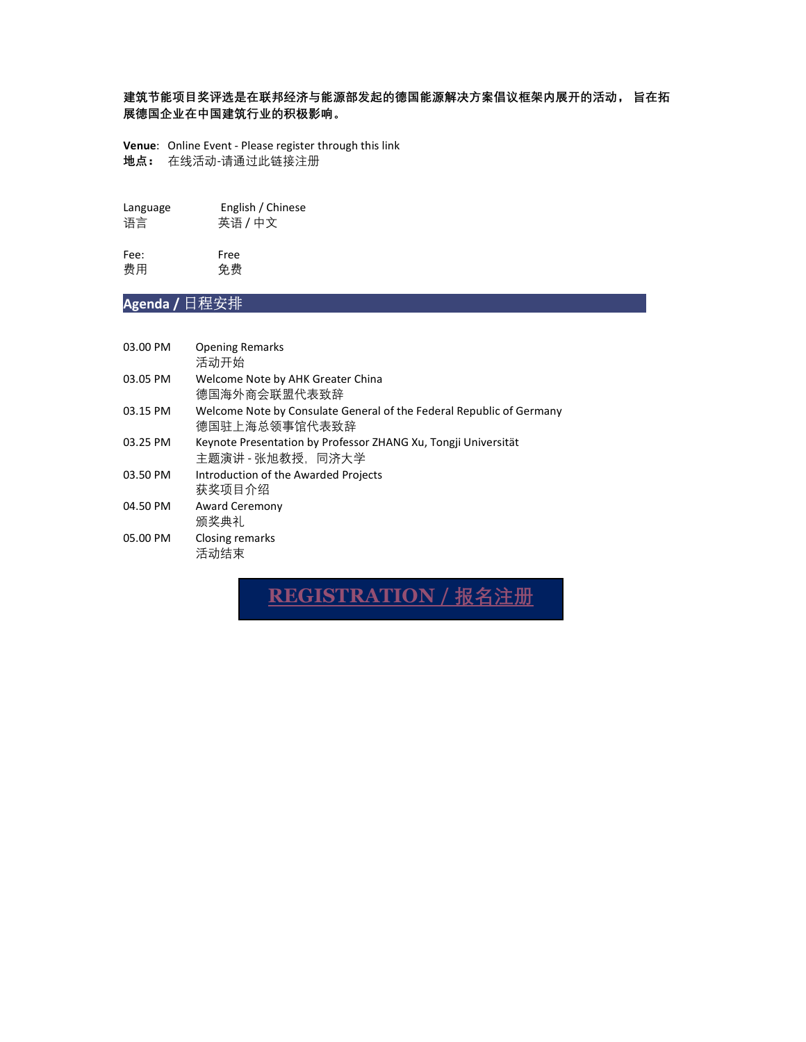**建筑节能项目奖评选是在联邦经济与能源部发起的德国能源解决方案倡议框架内展开的活动， 旨在拓展德国企业在中国建筑行业的积极影响。**

**Venue**: Online Event - Please register through this link
**地点：** 在线活动-请通过此链接注册

Language English / Chinese
语言 英语 / 中文

Fee: Free
费用 免费

## Agenda / 日程安排

| | |
|---|---|
| 03.00 PM | Opening Remarks<br>活动开始 |
| 03.05 PM | Welcome Note by AHK Greater China<br>德国海外商会联盟代表致辞 |
| 03.15 PM | Welcome Note by Consulate General of the Federal Republic of Germany<br>德国驻上海总领事馆代表致辞 |
| 03.25 PM | Keynote Presentation by Professor ZHANG Xu, Tongji Universität<br>主题演讲 - 张旭教授，同济大学 |
| 03.50 PM | Introduction of the Awarded Projects<br>获奖项目介绍 |
| 04.50 PM | Award Ceremony<br>颁奖典礼 |
| 05.00 PM | Closing remarks<br>活动结束 |

**REGISTRATION / 报名注册**